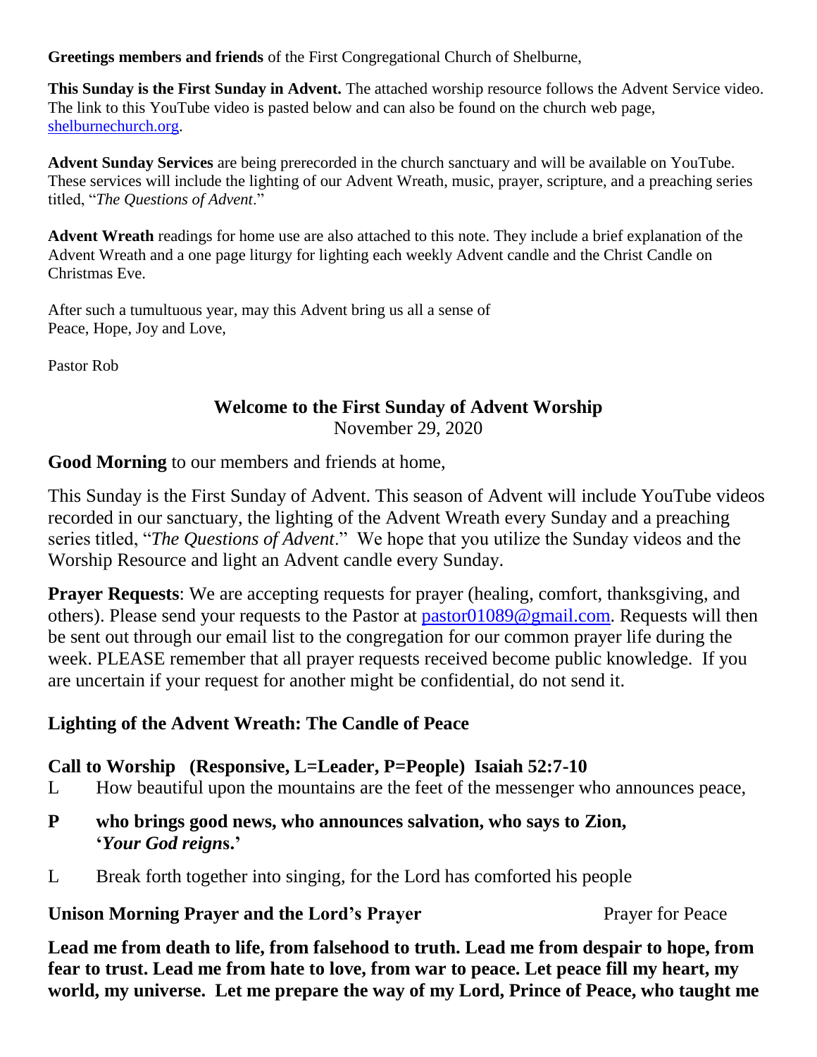**Greetings members and friends** of the First Congregational Church of Shelburne,

**This Sunday is the First Sunday in Advent.** The attached worship resource follows the Advent Service video. The link to this YouTube video is pasted below and can also be found on the church web page, shelburnechurch.org.

**Advent Sunday Services** are being prerecorded in the church sanctuary and will be available on YouTube. These services will include the lighting of our Advent Wreath, music, prayer, scripture, and a preaching series titled, "*The Questions of Advent*."

**Advent Wreath** readings for home use are also attached to this note. They include a brief explanation of the Advent Wreath and a one page liturgy for lighting each weekly Advent candle and the Christ Candle on Christmas Eve.

After such a tumultuous year, may this Advent bring us all a sense of
Peace, Hope, Joy and Love,

Pastor Rob

## Welcome to the First Sunday of Advent Worship

November 29, 2020

**Good Morning** to our members and friends at home,

This Sunday is the First Sunday of Advent. This season of Advent will include YouTube videos recorded in our sanctuary, the lighting of the Advent Wreath every Sunday and a preaching series titled, "*The Questions of Advent*." We hope that you utilize the Sunday videos and the Worship Resource and light an Advent candle every Sunday.

**Prayer Requests**: We are accepting requests for prayer (healing, comfort, thanksgiving, and others). Please send your requests to the Pastor at pastor01089@gmail.com. Requests will then be sent out through our email list to the congregation for our common prayer life during the week. PLEASE remember that all prayer requests received become public knowledge. If you are uncertain if your request for another might be confidential, do not send it.

### Lighting of the Advent Wreath: The Candle of Peace

### Call to Worship (Responsive, L=Leader, P=People) Isaiah 52:7-10

L How beautiful upon the mountains are the feet of the messenger who announces peace,

**P who brings good news, who announces salvation, who says to Zion, '*Your God reigns*.'**

L Break forth together into singing, for the Lord has comforted his people

**Unison Morning Prayer and the Lord's Prayer** Prayer for Peace

**Lead me from death to life, from falsehood to truth. Lead me from despair to hope, from fear to trust. Lead me from hate to love, from war to peace. Let peace fill my heart, my world, my universe. Let me prepare the way of my Lord, Prince of Peace, who taught me**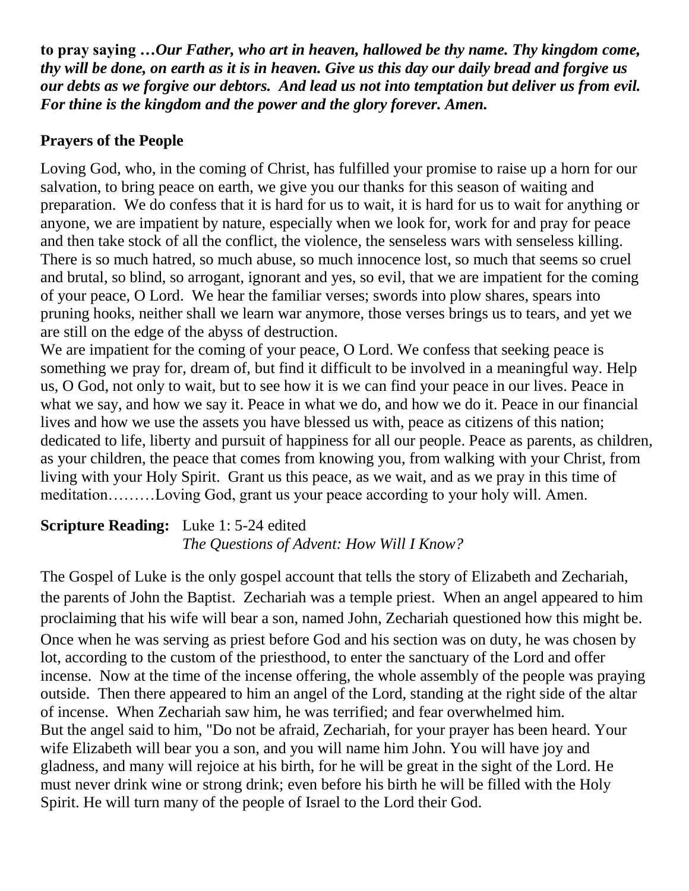**to pray saying …*Our Father, who art in heaven, hallowed be thy name. Thy kingdom come, thy will be done, on earth as it is in heaven. Give us this day our daily bread and forgive us our debts as we forgive our debtors. And lead us not into temptation but deliver us from evil. For thine is the kingdom and the power and the glory forever. Amen.***

## Prayers of the People

Loving God, who, in the coming of Christ, has fulfilled your promise to raise up a horn for our salvation, to bring peace on earth, we give you our thanks for this season of waiting and preparation. We do confess that it is hard for us to wait, it is hard for us to wait for anything or anyone, we are impatient by nature, especially when we look for, work for and pray for peace and then take stock of all the conflict, the violence, the senseless wars with senseless killing. There is so much hatred, so much abuse, so much innocence lost, so much that seems so cruel and brutal, so blind, so arrogant, ignorant and yes, so evil, that we are impatient for the coming of your peace, O Lord. We hear the familiar verses; swords into plow shares, spears into pruning hooks, neither shall we learn war anymore, those verses brings us to tears, and yet we are still on the edge of the abyss of destruction.
We are impatient for the coming of your peace, O Lord. We confess that seeking peace is something we pray for, dream of, but find it difficult to be involved in a meaningful way. Help us, O God, not only to wait, but to see how it is we can find your peace in our lives. Peace in what we say, and how we say it. Peace in what we do, and how we do it. Peace in our financial lives and how we use the assets you have blessed us with, peace as citizens of this nation; dedicated to life, liberty and pursuit of happiness for all our people. Peace as parents, as children, as your children, the peace that comes from knowing you, from walking with your Christ, from living with your Holy Spirit. Grant us this peace, as we wait, and as we pray in this time of meditation………Loving God, grant us your peace according to your holy will. Amen.

**Scripture Reading:** Luke 1: 5-24 edited
*The Questions of Advent: How Will I Know?*

The Gospel of Luke is the only gospel account that tells the story of Elizabeth and Zechariah, the parents of John the Baptist. Zechariah was a temple priest. When an angel appeared to him proclaiming that his wife will bear a son, named John, Zechariah questioned how this might be. Once when he was serving as priest before God and his section was on duty, he was chosen by lot, according to the custom of the priesthood, to enter the sanctuary of the Lord and offer incense. Now at the time of the incense offering, the whole assembly of the people was praying outside. Then there appeared to him an angel of the Lord, standing at the right side of the altar of incense. When Zechariah saw him, he was terrified; and fear overwhelmed him.
But the angel said to him, "Do not be afraid, Zechariah, for your prayer has been heard. Your wife Elizabeth will bear you a son, and you will name him John. You will have joy and gladness, and many will rejoice at his birth, for he will be great in the sight of the Lord. He must never drink wine or strong drink; even before his birth he will be filled with the Holy Spirit. He will turn many of the people of Israel to the Lord their God.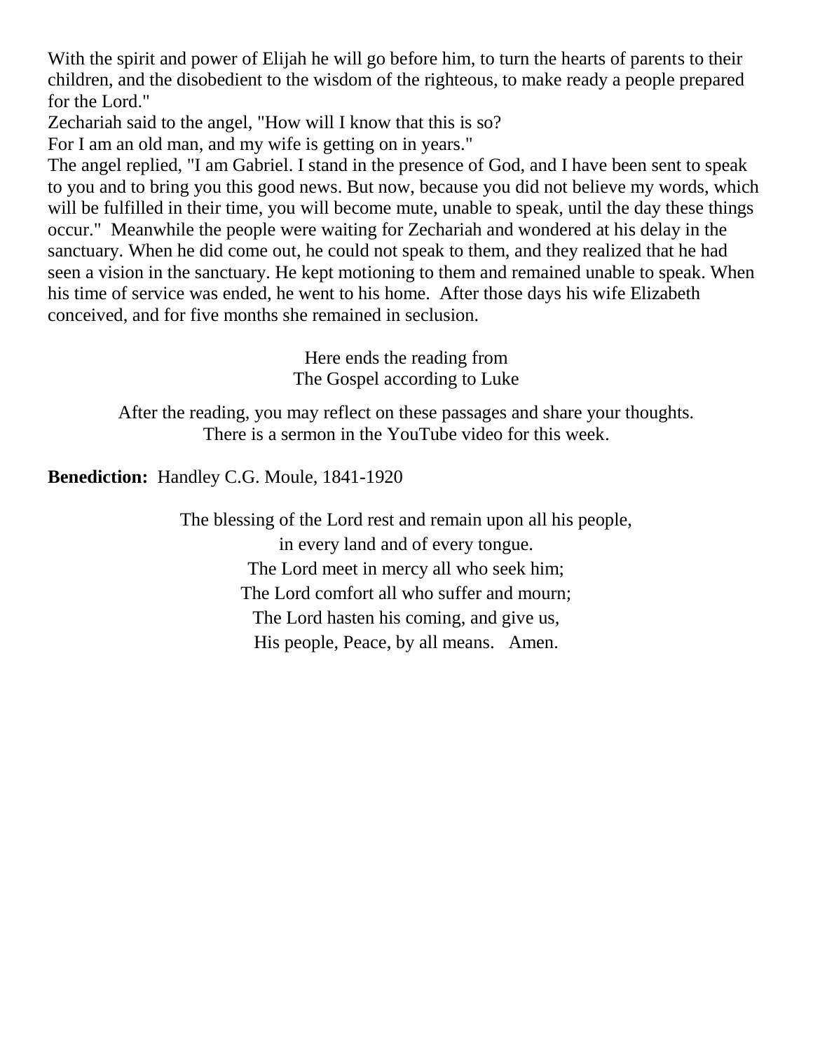With the spirit and power of Elijah he will go before him, to turn the hearts of parents to their children, and the disobedient to the wisdom of the righteous, to make ready a people prepared for the Lord."
Zechariah said to the angel, "How will I know that this is so?
For I am an old man, and my wife is getting on in years."
The angel replied, "I am Gabriel. I stand in the presence of God, and I have been sent to speak to you and to bring you this good news. But now, because you did not believe my words, which will be fulfilled in their time, you will become mute, unable to speak, until the day these things occur." Meanwhile the people were waiting for Zechariah and wondered at his delay in the sanctuary. When he did come out, he could not speak to them, and they realized that he had seen a vision in the sanctuary. He kept motioning to them and remained unable to speak. When his time of service was ended, he went to his home. After those days his wife Elizabeth conceived, and for five months she remained in seclusion.

Here ends the reading from
The Gospel according to Luke

After the reading, you may reflect on these passages and share your thoughts.
There is a sermon in the YouTube video for this week.

**Benediction:** Handley C.G. Moule, 1841-1920

The blessing of the Lord rest and remain upon all his people,
in every land and of every tongue.
The Lord meet in mercy all who seek him;
The Lord comfort all who suffer and mourn;
The Lord hasten his coming, and give us,
His people, Peace, by all means. Amen.